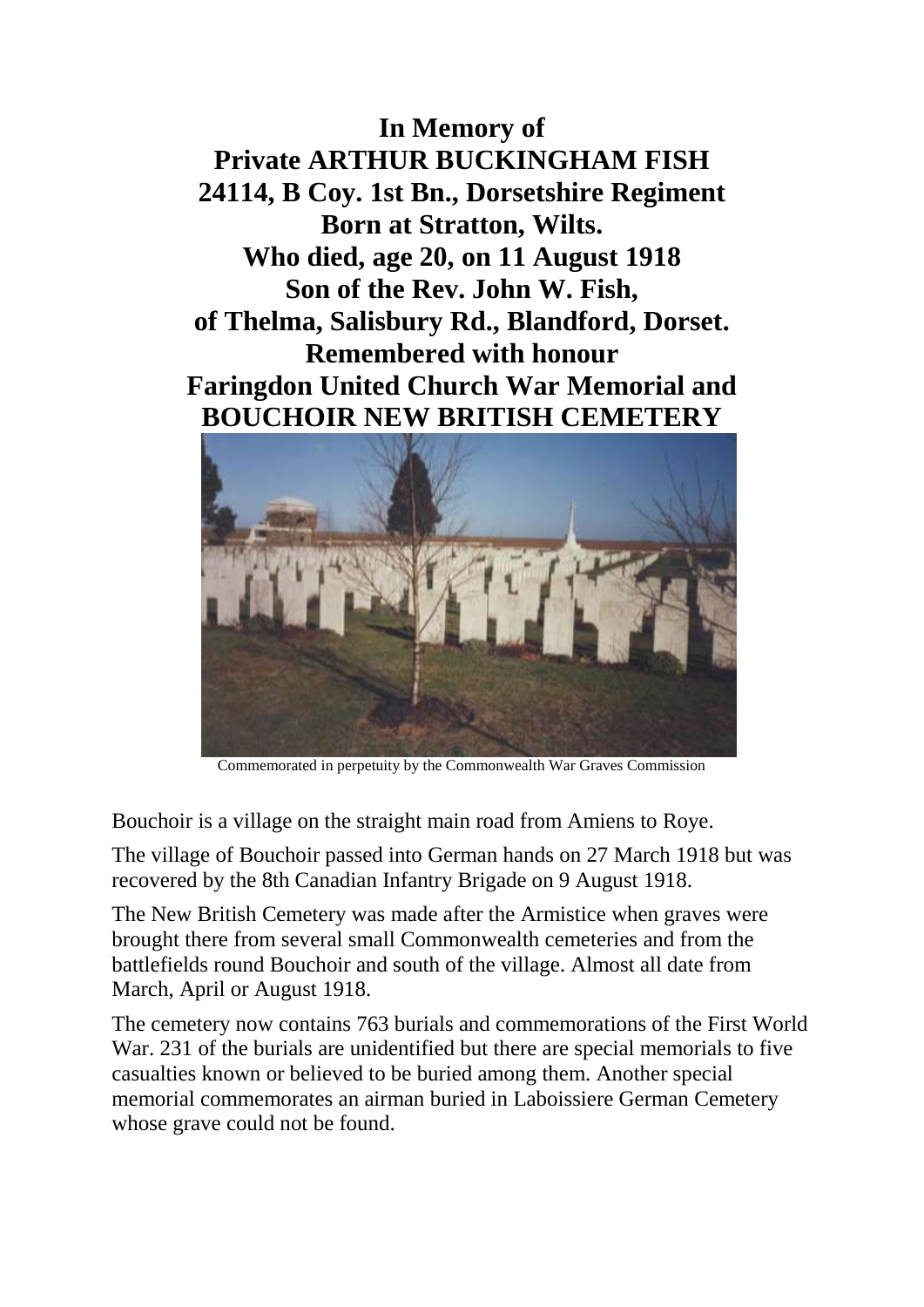# In Memory of
# Private ARTHUR BUCKINGHAM FISH
# 24114, B Coy. 1st Bn., Dorsetshire Regiment
# Born at Stratton, Wilts.
# Who died, age 20, on 11 August 1918
# Son of the Rev. John W. Fish,
# of Thelma, Salisbury Rd., Blandford, Dorset.
# Remembered with honour
# Faringdon United Church War Memorial and
# BOUCHOIR NEW BRITISH CEMETERY

Commemorated in perpetuity by the Commonwealth War Graves Commission

Bouchoir is a village on the straight main road from Amiens to Roye.

The village of Bouchoir passed into German hands on 27 March 1918 but was recovered by the 8th Canadian Infantry Brigade on 9 August 1918.

The New British Cemetery was made after the Armistice when graves were brought there from several small Commonwealth cemeteries and from the battlefields round Bouchoir and south of the village. Almost all date from March, April or August 1918.

The cemetery now contains 763 burials and commemorations of the First World War. 231 of the burials are unidentified but there are special memorials to five casualties known or believed to be buried among them. Another special memorial commemorates an airman buried in Laboissiere German Cemetery whose grave could not be found.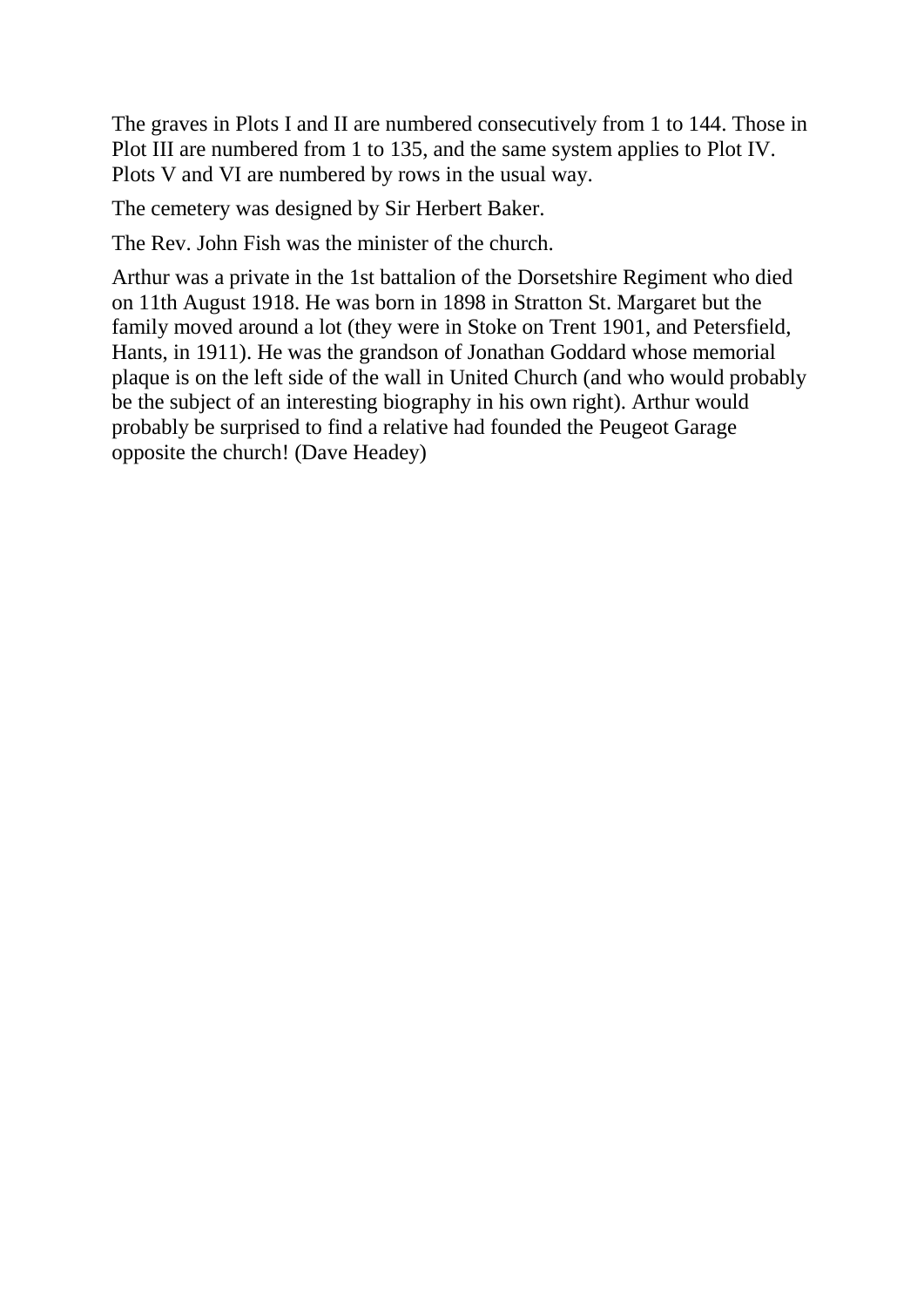The graves in Plots I and II are numbered consecutively from 1 to 144. Those in Plot III are numbered from 1 to 135, and the same system applies to Plot IV. Plots V and VI are numbered by rows in the usual way.

The cemetery was designed by Sir Herbert Baker.

The Rev. John Fish was the minister of the church.

Arthur was a private in the 1st battalion of the Dorsetshire Regiment who died on 11th August 1918. He was born in 1898 in Stratton St. Margaret but the family moved around a lot (they were in Stoke on Trent 1901, and Petersfield, Hants, in 1911). He was the grandson of Jonathan Goddard whose memorial plaque is on the left side of the wall in United Church (and who would probably be the subject of an interesting biography in his own right). Arthur would probably be surprised to find a relative had founded the Peugeot Garage opposite the church! (Dave Headey)